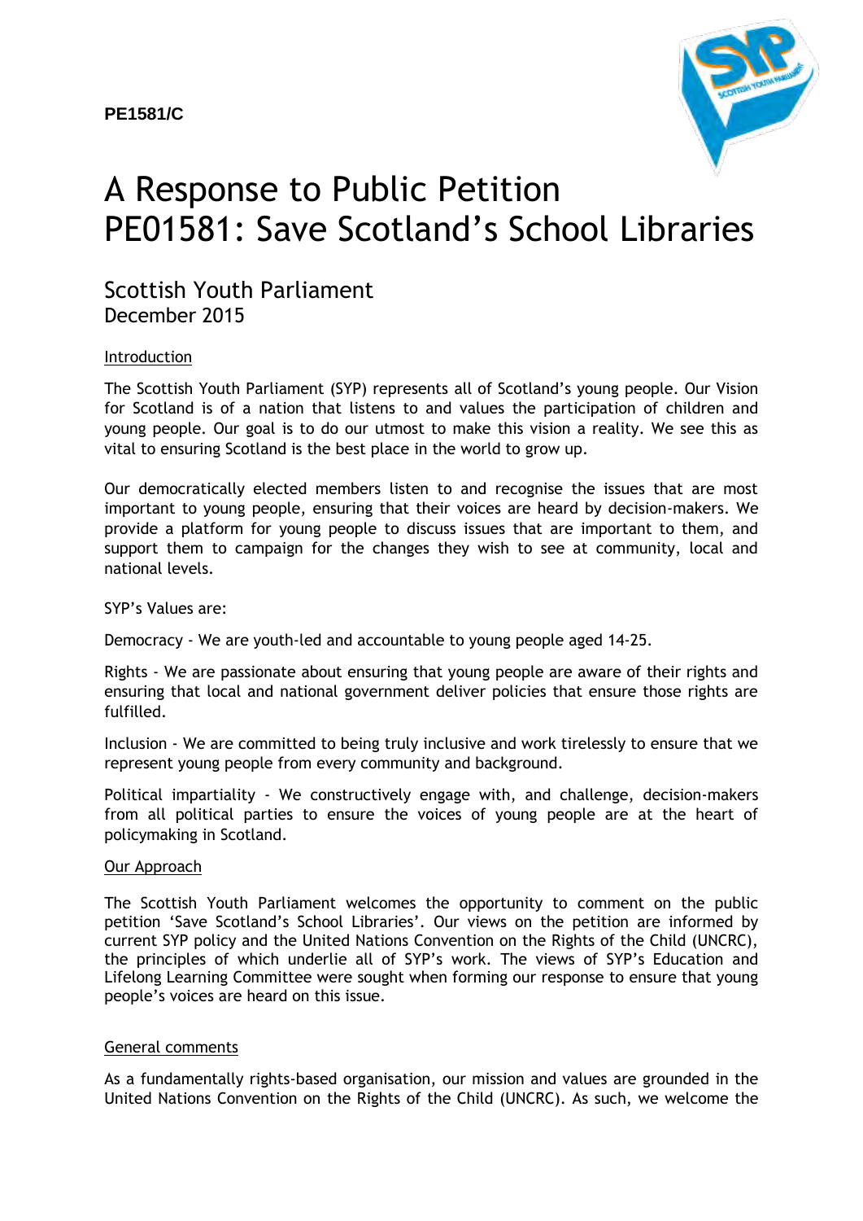**PE1581/C**

# A Response to Public Petition PE01581: Save Scotland's School Libraries

## Scottish Youth Parliament
December 2015

### Introduction

The Scottish Youth Parliament (SYP) represents all of Scotland's young people. Our Vision for Scotland is of a nation that listens to and values the participation of children and young people. Our goal is to do our utmost to make this vision a reality. We see this as vital to ensuring Scotland is the best place in the world to grow up.

Our democratically elected members listen to and recognise the issues that are most important to young people, ensuring that their voices are heard by decision-makers. We provide a platform for young people to discuss issues that are important to them, and support them to campaign for the changes they wish to see at community, local and national levels.

SYP's Values are:

Democracy - We are youth-led and accountable to young people aged 14-25.

Rights - We are passionate about ensuring that young people are aware of their rights and ensuring that local and national government deliver policies that ensure those rights are fulfilled.

Inclusion - We are committed to being truly inclusive and work tirelessly to ensure that we represent young people from every community and background.

Political impartiality - We constructively engage with, and challenge, decision-makers from all political parties to ensure the voices of young people are at the heart of policymaking in Scotland.

### Our Approach

The Scottish Youth Parliament welcomes the opportunity to comment on the public petition 'Save Scotland's School Libraries'. Our views on the petition are informed by current SYP policy and the United Nations Convention on the Rights of the Child (UNCRC), the principles of which underlie all of SYP's work. The views of SYP's Education and Lifelong Learning Committee were sought when forming our response to ensure that young people's voices are heard on this issue.

### General comments

As a fundamentally rights-based organisation, our mission and values are grounded in the United Nations Convention on the Rights of the Child (UNCRC). As such, we welcome the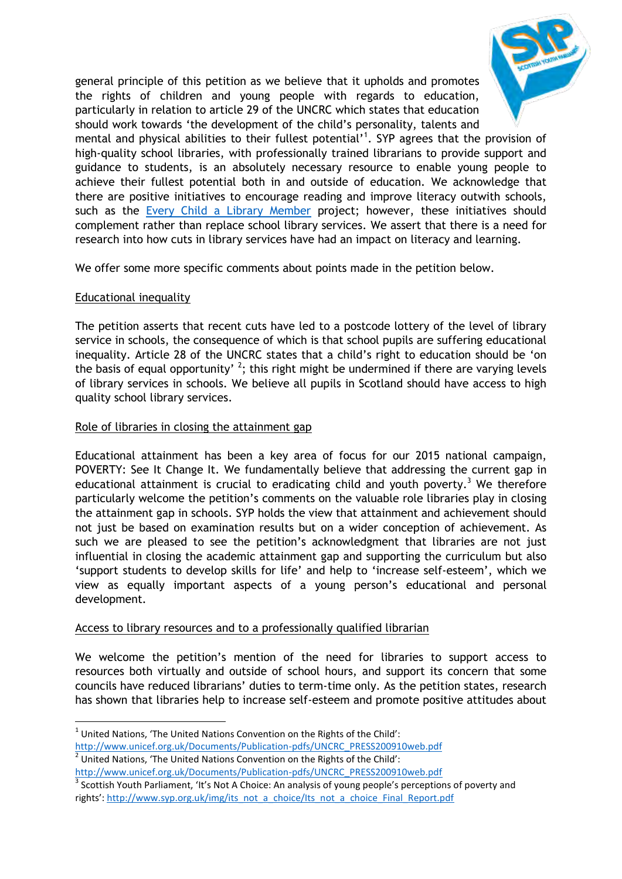general principle of this petition as we believe that it upholds and promotes the rights of children and young people with regards to education, particularly in relation to article 29 of the UNCRC which states that education should work towards 'the development of the child's personality, talents and mental and physical abilities to their fullest potential'[1]. SYP agrees that the provision of high-quality school libraries, with professionally trained librarians to provide support and guidance to students, is an absolutely necessary resource to enable young people to achieve their fullest potential both in and outside of education. We acknowledge that there are positive initiatives to encourage reading and improve literacy outwith schools, such as the Every Child a Library Member project; however, these initiatives should complement rather than replace school library services. We assert that there is a need for research into how cuts in library services have had an impact on literacy and learning.

We offer some more specific comments about points made in the petition below.

## Educational inequality

The petition asserts that recent cuts have led to a postcode lottery of the level of library service in schools, the consequence of which is that school pupils are suffering educational inequality. Article 28 of the UNCRC states that a child's right to education should be 'on the basis of equal opportunity' [2]; this right might be undermined if there are varying levels of library services in schools. We believe all pupils in Scotland should have access to high quality school library services.

## Role of libraries in closing the attainment gap

Educational attainment has been a key area of focus for our 2015 national campaign, POVERTY: See It Change It. We fundamentally believe that addressing the current gap in educational attainment is crucial to eradicating child and youth poverty.[3] We therefore particularly welcome the petition's comments on the valuable role libraries play in closing the attainment gap in schools. SYP holds the view that attainment and achievement should not just be based on examination results but on a wider conception of achievement. As such we are pleased to see the petition's acknowledgment that libraries are not just influential in closing the academic attainment gap and supporting the curriculum but also 'support students to develop skills for life' and help to 'increase self-esteem', which we view as equally important aspects of a young person's educational and personal development.

## Access to library resources and to a professionally qualified librarian

We welcome the petition's mention of the need for libraries to support access to resources both virtually and outside of school hours, and support its concern that some councils have reduced librarians' duties to term-time only. As the petition states, research has shown that libraries help to increase self-esteem and promote positive attitudes about

---

[1] United Nations, 'The United Nations Convention on the Rights of the Child': http://www.unicef.org.uk/Documents/Publication-pdfs/UNCRC_PRESS200910web.pdf

[2] United Nations, 'The United Nations Convention on the Rights of the Child': http://www.unicef.org.uk/Documents/Publication-pdfs/UNCRC_PRESS200910web.pdf

[3] Scottish Youth Parliament, 'It's Not A Choice: An analysis of young people's perceptions of poverty and rights': http://www.syp.org.uk/img/its_not_a_choice/Its_not_a_choice_Final_Report.pdf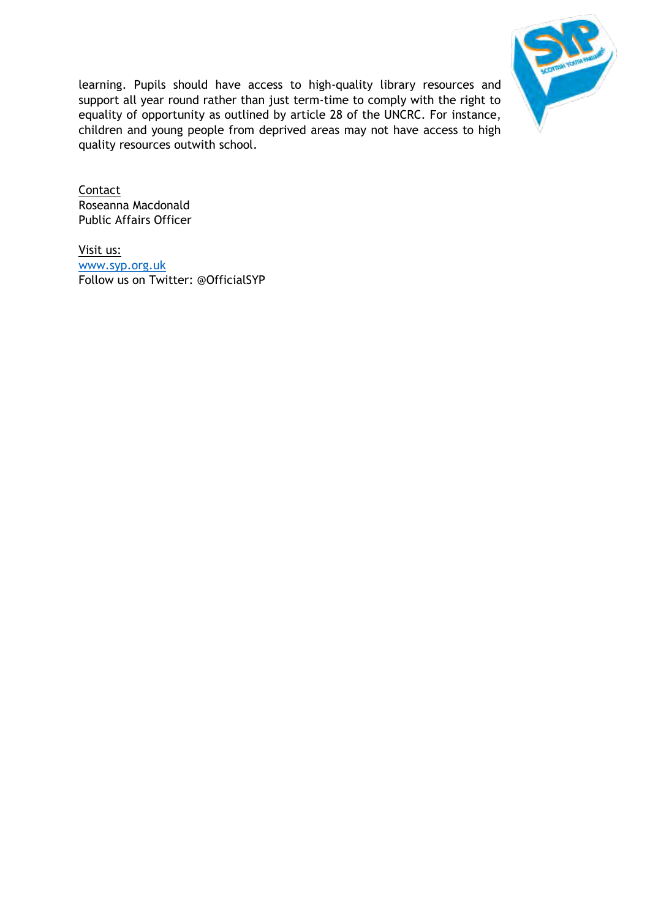learning. Pupils should have access to high-quality library resources and support all year round rather than just term-time to comply with the right to equality of opportunity as outlined by article 28 of the UNCRC. For instance, children and young people from deprived areas may not have access to high quality resources outwith school.

Contact
Roseanna Macdonald
Public Affairs Officer

Visit us:
www.syp.org.uk
Follow us on Twitter: @OfficialSYP